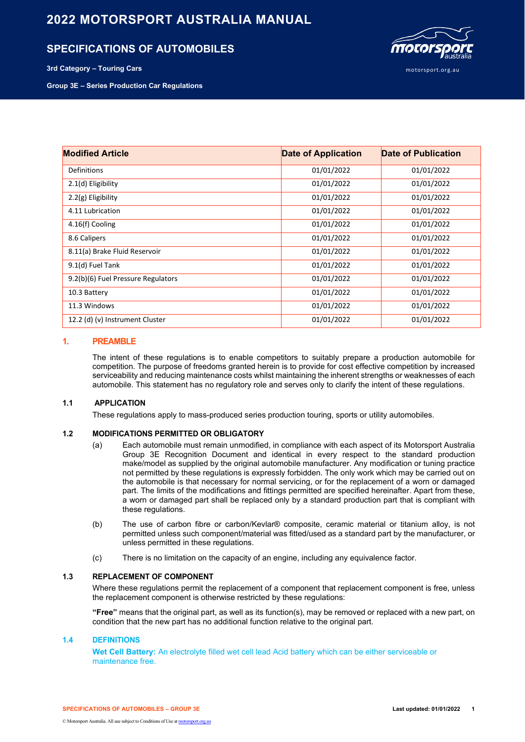# 2022 MOTORSPORT AUSTRALIA MANUAL

## SPECIFICATIONS OF AUTOMOBILES

**3rd Category – Touring Cars**

**Group 3E – Series Production Car Regulations**

| Modified Article | Date of Application | Date of Publication |
|---|---|---|
| Definitions | 01/01/2022 | 01/01/2022 |
| 2.1(d) Eligibility | 01/01/2022 | 01/01/2022 |
| 2.2(g) Eligibility | 01/01/2022 | 01/01/2022 |
| 4.11 Lubrication | 01/01/2022 | 01/01/2022 |
| 4.16(f) Cooling | 01/01/2022 | 01/01/2022 |
| 8.6 Calipers | 01/01/2022 | 01/01/2022 |
| 8.11(a) Brake Fluid Reservoir | 01/01/2022 | 01/01/2022 |
| 9.1(d) Fuel Tank | 01/01/2022 | 01/01/2022 |
| 9.2(b)(6) Fuel Pressure Regulators | 01/01/2022 | 01/01/2022 |
| 10.3 Battery | 01/01/2022 | 01/01/2022 |
| 11.3 Windows | 01/01/2022 | 01/01/2022 |
| 12.2 (d) (v) Instrument Cluster | 01/01/2022 | 01/01/2022 |

## 1. PREAMBLE

The intent of these regulations is to enable competitors to suitably prepare a production automobile for competition. The purpose of freedoms granted herein is to provide for cost effective competition by increased serviceability and reducing maintenance costs whilst maintaining the inherent strengths or weaknesses of each automobile. This statement has no regulatory role and serves only to clarify the intent of these regulations.

### 1.1 APPLICATION

These regulations apply to mass-produced series production touring, sports or utility automobiles.

### 1.2 MODIFICATIONS PERMITTED OR OBLIGATORY

(a) Each automobile must remain unmodified, in compliance with each aspect of its Motorsport Australia Group 3E Recognition Document and identical in every respect to the standard production make/model as supplied by the original automobile manufacturer. Any modification or tuning practice not permitted by these regulations is expressly forbidden. The only work which may be carried out on the automobile is that necessary for normal servicing, or for the replacement of a worn or damaged part. The limits of the modifications and fittings permitted are specified hereinafter. Apart from these, a worn or damaged part shall be replaced only by a standard production part that is compliant with these regulations.

(b) The use of carbon fibre or carbon/Kevlar® composite, ceramic material or titanium alloy, is not permitted unless such component/material was fitted/used as a standard part by the manufacturer, or unless permitted in these regulations.

(c) There is no limitation on the capacity of an engine, including any equivalence factor.

### 1.3 REPLACEMENT OF COMPONENT

Where these regulations permit the replacement of a component that replacement component is free, unless the replacement component is otherwise restricted by these regulations:

**"Free"** means that the original part, as well as its function(s), may be removed or replaced with a new part, on condition that the new part has no additional function relative to the original part.

### 1.4 DEFINITIONS

**Wet Cell Battery:** An electrolyte filled wet cell lead Acid battery which can be either serviceable or maintenance free.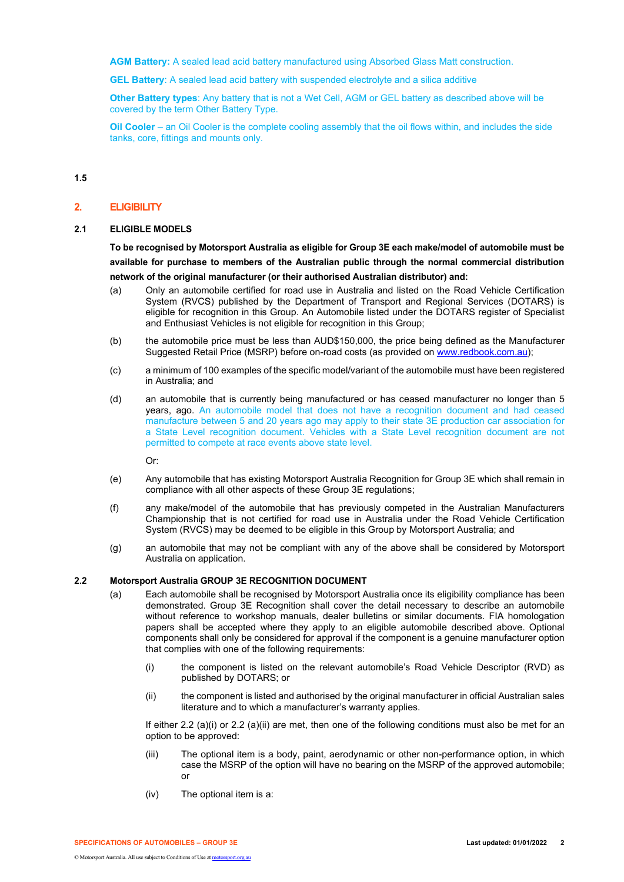**AGM Battery:** A sealed lead acid battery manufactured using Absorbed Glass Matt construction.

**GEL Battery**: A sealed lead acid battery with suspended electrolyte and a silica additive

**Other Battery types**: Any battery that is not a Wet Cell, AGM or GEL battery as described above will be covered by the term Other Battery Type.

**Oil Cooler** – an Oil Cooler is the complete cooling assembly that the oil flows within, and includes the side tanks, core, fittings and mounts only.

**1.5**

## 2. ELIGIBILITY

### 2.1 ELIGIBLE MODELS

**To be recognised by Motorsport Australia as eligible for Group 3E each make/model of automobile must be available for purchase to members of the Australian public through the normal commercial distribution network of the original manufacturer (or their authorised Australian distributor) and:**

(a) Only an automobile certified for road use in Australia and listed on the Road Vehicle Certification System (RVCS) published by the Department of Transport and Regional Services (DOTARS) is eligible for recognition in this Group. An Automobile listed under the DOTARS register of Specialist and Enthusiast Vehicles is not eligible for recognition in this Group;

(b) the automobile price must be less than AUD$150,000, the price being defined as the Manufacturer Suggested Retail Price (MSRP) before on-road costs (as provided on www.redbook.com.au);

(c) a minimum of 100 examples of the specific model/variant of the automobile must have been registered in Australia; and

(d) an automobile that is currently being manufactured or has ceased manufacturer no longer than 5 years, ago. An automobile model that does not have a recognition document and had ceased manufacture between 5 and 20 years ago may apply to their state 3E production car association for a State Level recognition document. Vehicles with a State Level recognition document are not permitted to compete at race events above state level.

Or:

(e) Any automobile that has existing Motorsport Australia Recognition for Group 3E which shall remain in compliance with all other aspects of these Group 3E regulations;

(f) any make/model of the automobile that has previously competed in the Australian Manufacturers Championship that is not certified for road use in Australia under the Road Vehicle Certification System (RVCS) may be deemed to be eligible in this Group by Motorsport Australia; and

(g) an automobile that may not be compliant with any of the above shall be considered by Motorsport Australia on application.

### 2.2 Motorsport Australia GROUP 3E RECOGNITION DOCUMENT

(a) Each automobile shall be recognised by Motorsport Australia once its eligibility compliance has been demonstrated. Group 3E Recognition shall cover the detail necessary to describe an automobile without reference to workshop manuals, dealer bulletins or similar documents. FIA homologation papers shall be accepted where they apply to an eligible automobile described above. Optional components shall only be considered for approval if the component is a genuine manufacturer option that complies with one of the following requirements:

  (i) the component is listed on the relevant automobile's Road Vehicle Descriptor (RVD) as published by DOTARS; or

  (ii) the component is listed and authorised by the original manufacturer in official Australian sales literature and to which a manufacturer's warranty applies.

If either 2.2 (a)(i) or 2.2 (a)(ii) are met, then one of the following conditions must also be met for an option to be approved:

  (iii) The optional item is a body, paint, aerodynamic or other non-performance option, in which case the MSRP of the option will have no bearing on the MSRP of the approved automobile; or

  (iv) The optional item is a: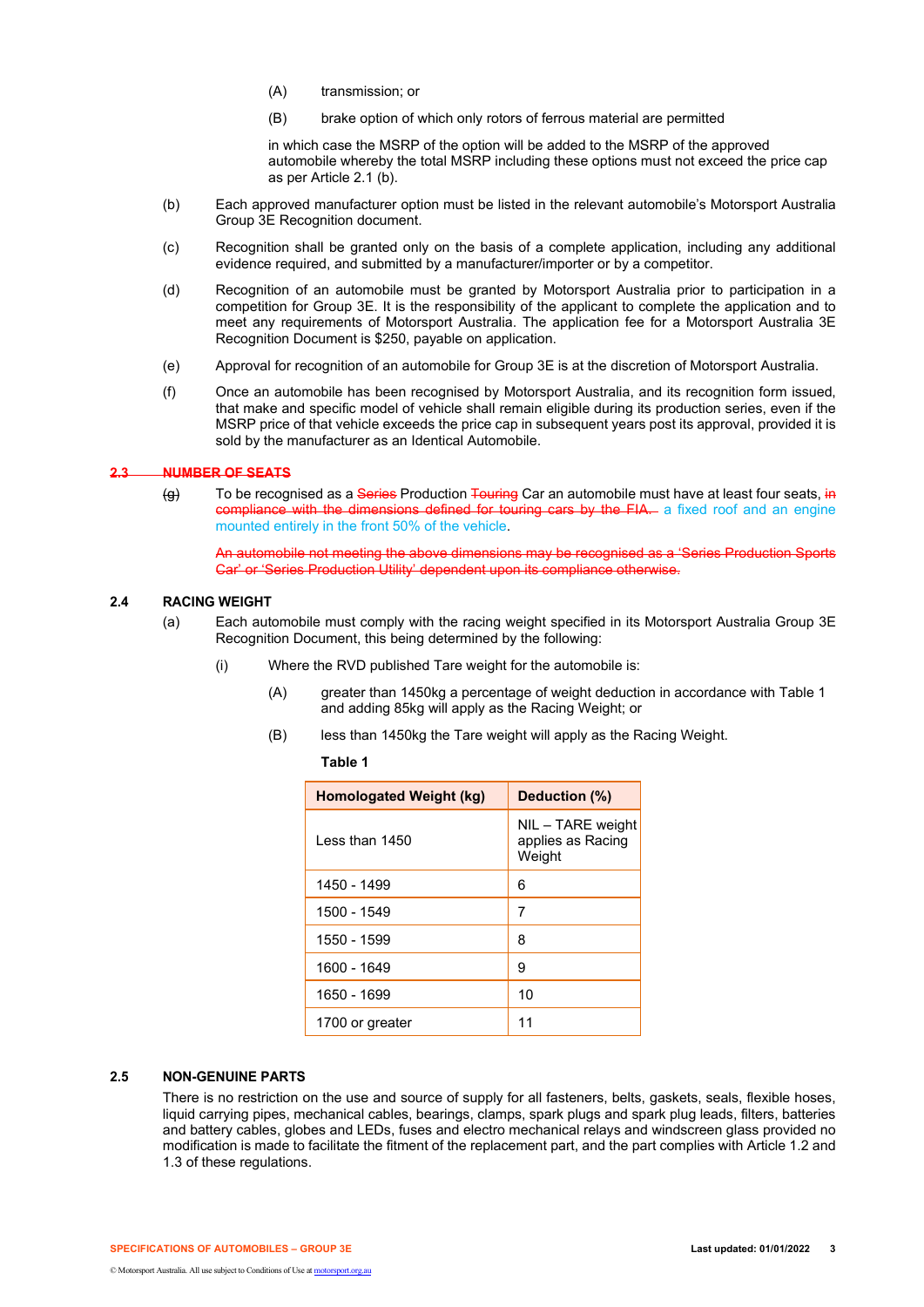(A) transmission; or

(B) brake option of which only rotors of ferrous material are permitted

in which case the MSRP of the option will be added to the MSRP of the approved automobile whereby the total MSRP including these options must not exceed the price cap as per Article 2.1 (b).

(b) Each approved manufacturer option must be listed in the relevant automobile's Motorsport Australia Group 3E Recognition document.

(c) Recognition shall be granted only on the basis of a complete application, including any additional evidence required, and submitted by a manufacturer/importer or by a competitor.

(d) Recognition of an automobile must be granted by Motorsport Australia prior to participation in a competition for Group 3E. It is the responsibility of the applicant to complete the application and to meet any requirements of Motorsport Australia. The application fee for a Motorsport Australia 3E Recognition Document is $250, payable on application.

(e) Approval for recognition of an automobile for Group 3E is at the discretion of Motorsport Australia.

(f) Once an automobile has been recognised by Motorsport Australia, and its recognition form issued, that make and specific model of vehicle shall remain eligible during its production series, even if the MSRP price of that vehicle exceeds the price cap in subsequent years post its approval, provided it is sold by the manufacturer as an Identical Automobile.

## ~~2.3 NUMBER OF SEATS~~

~~(g)~~ To be recognised as a ~~Series~~ Production ~~Touring~~ Car an automobile must have at least four seats, ~~in compliance with the dimensions defined for touring cars by the FIA.~~ a fixed roof and an engine mounted entirely in the front 50% of the vehicle.

~~An automobile not meeting the above dimensions may be recognised as a 'Series Production Sports Car' or 'Series Production Utility' dependent upon its compliance otherwise.~~

## 2.4 RACING WEIGHT

(a) Each automobile must comply with the racing weight specified in its Motorsport Australia Group 3E Recognition Document, this being determined by the following:

(i) Where the RVD published Tare weight for the automobile is:

(A) greater than 1450kg a percentage of weight deduction in accordance with Table 1 and adding 85kg will apply as the Racing Weight; or

(B) less than 1450kg the Tare weight will apply as the Racing Weight.

**Table 1**

| Homologated Weight (kg) | Deduction (%) |
|---|---|
| Less than 1450 | NIL – TARE weight applies as Racing Weight |
| 1450 - 1499 | 6 |
| 1500 - 1549 | 7 |
| 1550 - 1599 | 8 |
| 1600 - 1649 | 9 |
| 1650 - 1699 | 10 |
| 1700 or greater | 11 |

## 2.5 NON-GENUINE PARTS

There is no restriction on the use and source of supply for all fasteners, belts, gaskets, seals, flexible hoses, liquid carrying pipes, mechanical cables, bearings, clamps, spark plugs and spark plug leads, filters, batteries and battery cables, globes and LEDs, fuses and electro mechanical relays and windscreen glass provided no modification is made to facilitate the fitment of the replacement part, and the part complies with Article 1.2 and 1.3 of these regulations.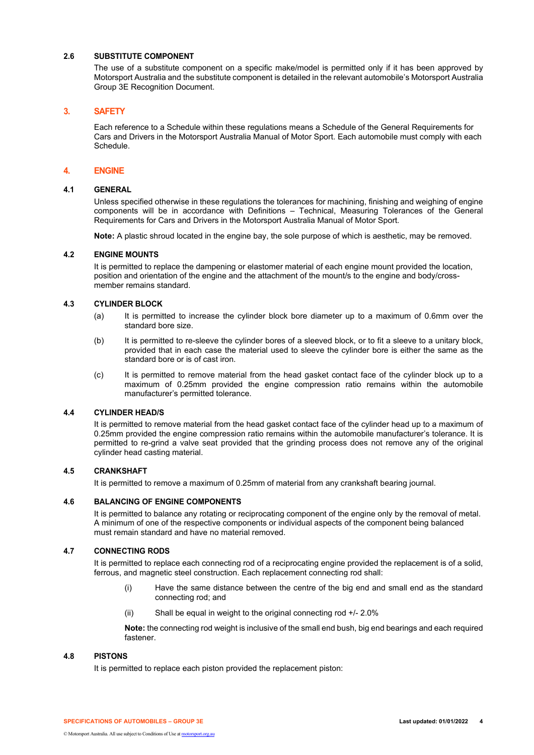### 2.6 SUBSTITUTE COMPONENT

The use of a substitute component on a specific make/model is permitted only if it has been approved by Motorsport Australia and the substitute component is detailed in the relevant automobile's Motorsport Australia Group 3E Recognition Document.

## 3. SAFETY

Each reference to a Schedule within these regulations means a Schedule of the General Requirements for Cars and Drivers in the Motorsport Australia Manual of Motor Sport. Each automobile must comply with each Schedule.

## 4. ENGINE

### 4.1 GENERAL

Unless specified otherwise in these regulations the tolerances for machining, finishing and weighing of engine components will be in accordance with Definitions – Technical, Measuring Tolerances of the General Requirements for Cars and Drivers in the Motorsport Australia Manual of Motor Sport.

**Note:** A plastic shroud located in the engine bay, the sole purpose of which is aesthetic, may be removed.

### 4.2 ENGINE MOUNTS

It is permitted to replace the dampening or elastomer material of each engine mount provided the location, position and orientation of the engine and the attachment of the mount/s to the engine and body/cross-member remains standard.

### 4.3 CYLINDER BLOCK

(a) It is permitted to increase the cylinder block bore diameter up to a maximum of 0.6mm over the standard bore size.

(b) It is permitted to re-sleeve the cylinder bores of a sleeved block, or to fit a sleeve to a unitary block, provided that in each case the material used to sleeve the cylinder bore is either the same as the standard bore or is of cast iron.

(c) It is permitted to remove material from the head gasket contact face of the cylinder block up to a maximum of 0.25mm provided the engine compression ratio remains within the automobile manufacturer's permitted tolerance.

### 4.4 CYLINDER HEAD/S

It is permitted to remove material from the head gasket contact face of the cylinder head up to a maximum of 0.25mm provided the engine compression ratio remains within the automobile manufacturer's tolerance. It is permitted to re-grind a valve seat provided that the grinding process does not remove any of the original cylinder head casting material.

### 4.5 CRANKSHAFT

It is permitted to remove a maximum of 0.25mm of material from any crankshaft bearing journal.

### 4.6 BALANCING OF ENGINE COMPONENTS

It is permitted to balance any rotating or reciprocating component of the engine only by the removal of metal. A minimum of one of the respective components or individual aspects of the component being balanced must remain standard and have no material removed.

### 4.7 CONNECTING RODS

It is permitted to replace each connecting rod of a reciprocating engine provided the replacement is of a solid, ferrous, and magnetic steel construction. Each replacement connecting rod shall:

(i) Have the same distance between the centre of the big end and small end as the standard connecting rod; and

(ii) Shall be equal in weight to the original connecting rod +/- 2.0%

**Note:** the connecting rod weight is inclusive of the small end bush, big end bearings and each required fastener.

### 4.8 PISTONS

It is permitted to replace each piston provided the replacement piston: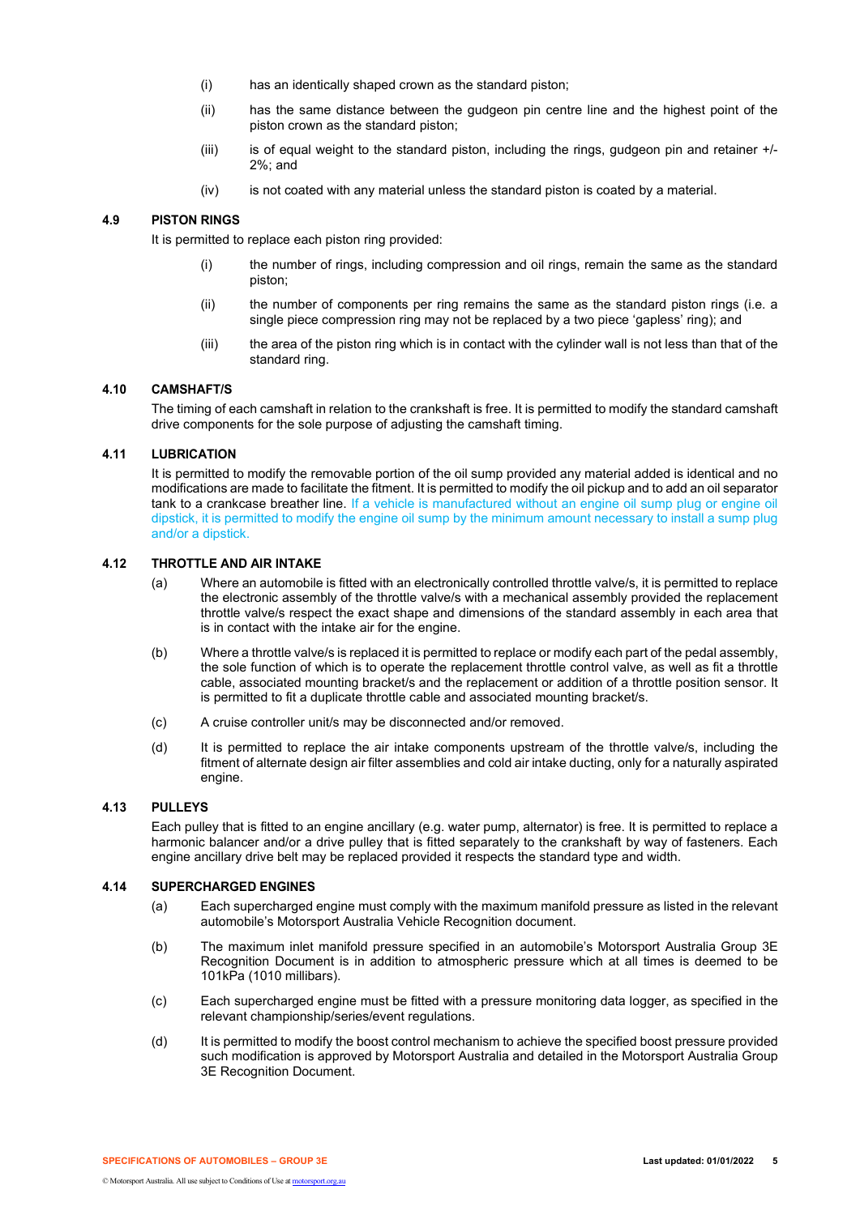(i) has an identically shaped crown as the standard piston;

(ii) has the same distance between the gudgeon pin centre line and the highest point of the piston crown as the standard piston;

(iii) is of equal weight to the standard piston, including the rings, gudgeon pin and retainer +/- 2%; and

(iv) is not coated with any material unless the standard piston is coated by a material.

### 4.9 PISTON RINGS

It is permitted to replace each piston ring provided:

(i) the number of rings, including compression and oil rings, remain the same as the standard piston;

(ii) the number of components per ring remains the same as the standard piston rings (i.e. a single piece compression ring may not be replaced by a two piece 'gapless' ring); and

(iii) the area of the piston ring which is in contact with the cylinder wall is not less than that of the standard ring.

### 4.10 CAMSHAFT/S

The timing of each camshaft in relation to the crankshaft is free. It is permitted to modify the standard camshaft drive components for the sole purpose of adjusting the camshaft timing.

### 4.11 LUBRICATION

It is permitted to modify the removable portion of the oil sump provided any material added is identical and no modifications are made to facilitate the fitment. It is permitted to modify the oil pickup and to add an oil separator tank to a crankcase breather line. If a vehicle is manufactured without an engine oil sump plug or engine oil dipstick, it is permitted to modify the engine oil sump by the minimum amount necessary to install a sump plug and/or a dipstick.

### 4.12 THROTTLE AND AIR INTAKE

(a) Where an automobile is fitted with an electronically controlled throttle valve/s, it is permitted to replace the electronic assembly of the throttle valve/s with a mechanical assembly provided the replacement throttle valve/s respect the exact shape and dimensions of the standard assembly in each area that is in contact with the intake air for the engine.

(b) Where a throttle valve/s is replaced it is permitted to replace or modify each part of the pedal assembly, the sole function of which is to operate the replacement throttle control valve, as well as fit a throttle cable, associated mounting bracket/s and the replacement or addition of a throttle position sensor. It is permitted to fit a duplicate throttle cable and associated mounting bracket/s.

(c) A cruise controller unit/s may be disconnected and/or removed.

(d) It is permitted to replace the air intake components upstream of the throttle valve/s, including the fitment of alternate design air filter assemblies and cold air intake ducting, only for a naturally aspirated engine.

### 4.13 PULLEYS

Each pulley that is fitted to an engine ancillary (e.g. water pump, alternator) is free. It is permitted to replace a harmonic balancer and/or a drive pulley that is fitted separately to the crankshaft by way of fasteners. Each engine ancillary drive belt may be replaced provided it respects the standard type and width.

### 4.14 SUPERCHARGED ENGINES

(a) Each supercharged engine must comply with the maximum manifold pressure as listed in the relevant automobile's Motorsport Australia Vehicle Recognition document.

(b) The maximum inlet manifold pressure specified in an automobile's Motorsport Australia Group 3E Recognition Document is in addition to atmospheric pressure which at all times is deemed to be 101kPa (1010 millibars).

(c) Each supercharged engine must be fitted with a pressure monitoring data logger, as specified in the relevant championship/series/event regulations.

(d) It is permitted to modify the boost control mechanism to achieve the specified boost pressure provided such modification is approved by Motorsport Australia and detailed in the Motorsport Australia Group 3E Recognition Document.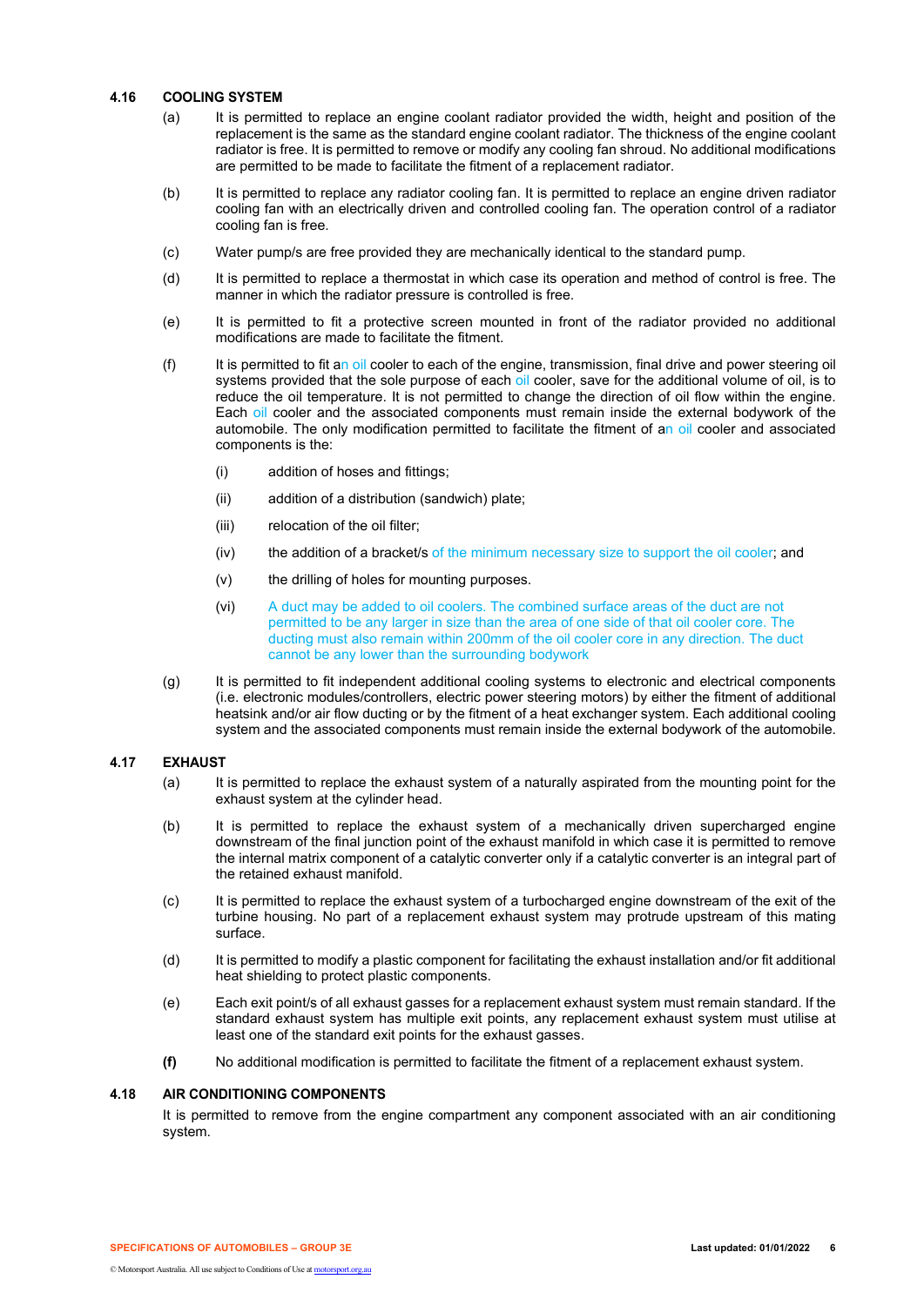### 4.16 COOLING SYSTEM

(a) It is permitted to replace an engine coolant radiator provided the width, height and position of the replacement is the same as the standard engine coolant radiator. The thickness of the engine coolant radiator is free. It is permitted to remove or modify any cooling fan shroud. No additional modifications are permitted to be made to facilitate the fitment of a replacement radiator.

(b) It is permitted to replace any radiator cooling fan. It is permitted to replace an engine driven radiator cooling fan with an electrically driven and controlled cooling fan. The operation control of a radiator cooling fan is free.

(c) Water pump/s are free provided they are mechanically identical to the standard pump.

(d) It is permitted to replace a thermostat in which case its operation and method of control is free. The manner in which the radiator pressure is controlled is free.

(e) It is permitted to fit a protective screen mounted in front of the radiator provided no additional modifications are made to facilitate the fitment.

(f) It is permitted to fit an oil cooler to each of the engine, transmission, final drive and power steering oil systems provided that the sole purpose of each oil cooler, save for the additional volume of oil, is to reduce the oil temperature. It is not permitted to change the direction of oil flow within the engine. Each oil cooler and the associated components must remain inside the external bodywork of the automobile. The only modification permitted to facilitate the fitment of an oil cooler and associated components is the:

   (i) addition of hoses and fittings;

   (ii) addition of a distribution (sandwich) plate;

   (iii) relocation of the oil filter;

   (iv) the addition of a bracket/s of the minimum necessary size to support the oil cooler; and

   (v) the drilling of holes for mounting purposes.

   (vi) A duct may be added to oil coolers. The combined surface areas of the duct are not permitted to be any larger in size than the area of one side of that oil cooler core. The ducting must also remain within 200mm of the oil cooler core in any direction. The duct cannot be any lower than the surrounding bodywork

(g) It is permitted to fit independent additional cooling systems to electronic and electrical components (i.e. electronic modules/controllers, electric power steering motors) by either the fitment of additional heatsink and/or air flow ducting or by the fitment of a heat exchanger system. Each additional cooling system and the associated components must remain inside the external bodywork of the automobile.

### 4.17 EXHAUST

(a) It is permitted to replace the exhaust system of a naturally aspirated from the mounting point for the exhaust system at the cylinder head.

(b) It is permitted to replace the exhaust system of a mechanically driven supercharged engine downstream of the final junction point of the exhaust manifold in which case it is permitted to remove the internal matrix component of a catalytic converter only if a catalytic converter is an integral part of the retained exhaust manifold.

(c) It is permitted to replace the exhaust system of a turbocharged engine downstream of the exit of the turbine housing. No part of a replacement exhaust system may protrude upstream of this mating surface.

(d) It is permitted to modify a plastic component for facilitating the exhaust installation and/or fit additional heat shielding to protect plastic components.

(e) Each exit point/s of all exhaust gasses for a replacement exhaust system must remain standard. If the standard exhaust system has multiple exit points, any replacement exhaust system must utilise at least one of the standard exit points for the exhaust gasses.

**(f)** No additional modification is permitted to facilitate the fitment of a replacement exhaust system.

### 4.18 AIR CONDITIONING COMPONENTS

It is permitted to remove from the engine compartment any component associated with an air conditioning system.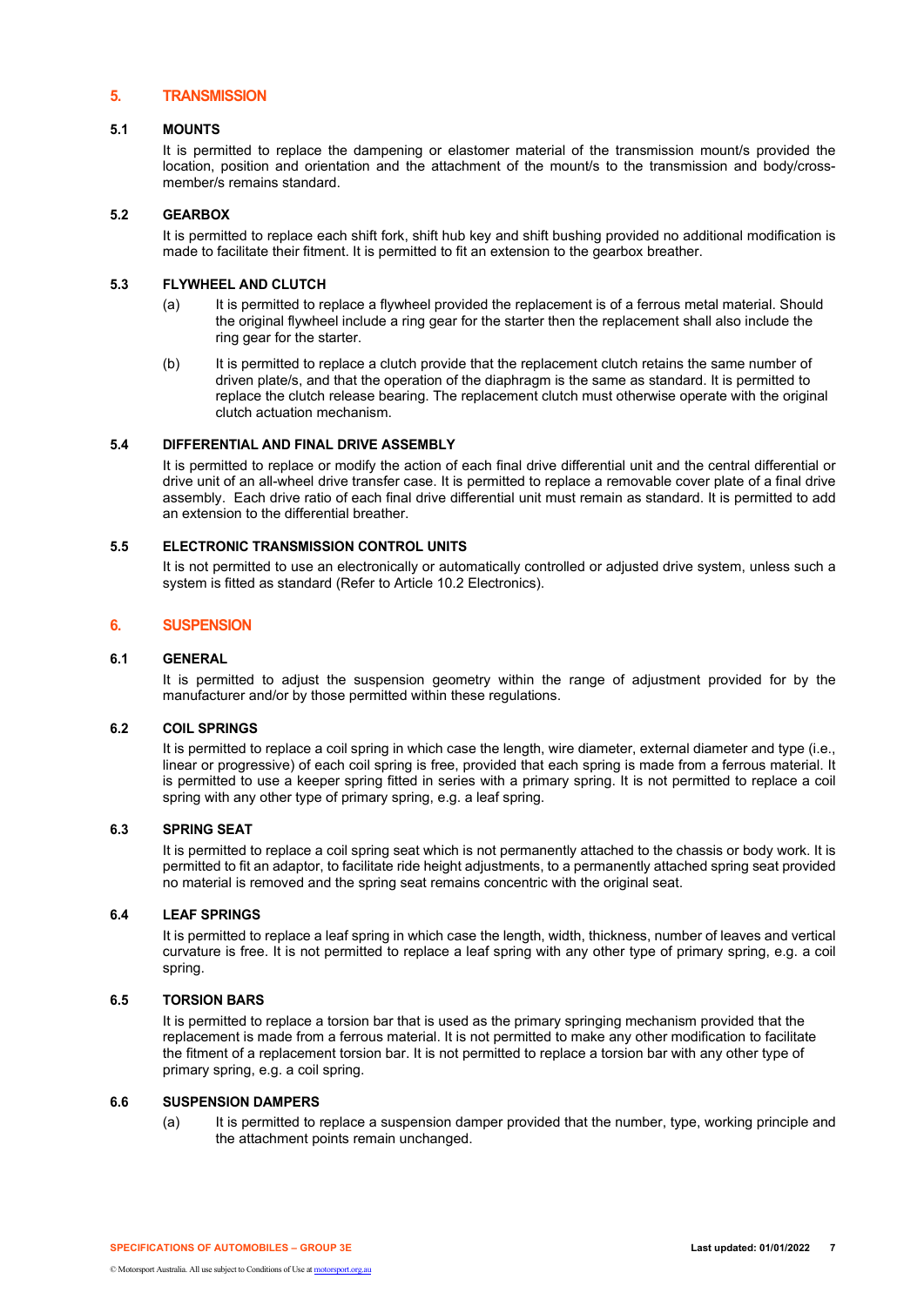## 5. TRANSMISSION

### 5.1 MOUNTS

It is permitted to replace the dampening or elastomer material of the transmission mount/s provided the location, position and orientation and the attachment of the mount/s to the transmission and body/cross-member/s remains standard.

### 5.2 GEARBOX

It is permitted to replace each shift fork, shift hub key and shift bushing provided no additional modification is made to facilitate their fitment. It is permitted to fit an extension to the gearbox breather.

### 5.3 FLYWHEEL AND CLUTCH

(a) It is permitted to replace a flywheel provided the replacement is of a ferrous metal material. Should the original flywheel include a ring gear for the starter then the replacement shall also include the ring gear for the starter.

(b) It is permitted to replace a clutch provide that the replacement clutch retains the same number of driven plate/s, and that the operation of the diaphragm is the same as standard. It is permitted to replace the clutch release bearing. The replacement clutch must otherwise operate with the original clutch actuation mechanism.

### 5.4 DIFFERENTIAL AND FINAL DRIVE ASSEMBLY

It is permitted to replace or modify the action of each final drive differential unit and the central differential or drive unit of an all-wheel drive transfer case. It is permitted to replace a removable cover plate of a final drive assembly. Each drive ratio of each final drive differential unit must remain as standard. It is permitted to add an extension to the differential breather.

### 5.5 ELECTRONIC TRANSMISSION CONTROL UNITS

It is not permitted to use an electronically or automatically controlled or adjusted drive system, unless such a system is fitted as standard (Refer to Article 10.2 Electronics).

## 6. SUSPENSION

### 6.1 GENERAL

It is permitted to adjust the suspension geometry within the range of adjustment provided for by the manufacturer and/or by those permitted within these regulations.

### 6.2 COIL SPRINGS

It is permitted to replace a coil spring in which case the length, wire diameter, external diameter and type (i.e., linear or progressive) of each coil spring is free, provided that each spring is made from a ferrous material. It is permitted to use a keeper spring fitted in series with a primary spring. It is not permitted to replace a coil spring with any other type of primary spring, e.g. a leaf spring.

### 6.3 SPRING SEAT

It is permitted to replace a coil spring seat which is not permanently attached to the chassis or body work. It is permitted to fit an adaptor, to facilitate ride height adjustments, to a permanently attached spring seat provided no material is removed and the spring seat remains concentric with the original seat.

### 6.4 LEAF SPRINGS

It is permitted to replace a leaf spring in which case the length, width, thickness, number of leaves and vertical curvature is free. It is not permitted to replace a leaf spring with any other type of primary spring, e.g. a coil spring.

### 6.5 TORSION BARS

It is permitted to replace a torsion bar that is used as the primary springing mechanism provided that the replacement is made from a ferrous material. It is not permitted to make any other modification to facilitate the fitment of a replacement torsion bar. It is not permitted to replace a torsion bar with any other type of primary spring, e.g. a coil spring.

### 6.6 SUSPENSION DAMPERS

(a) It is permitted to replace a suspension damper provided that the number, type, working principle and the attachment points remain unchanged.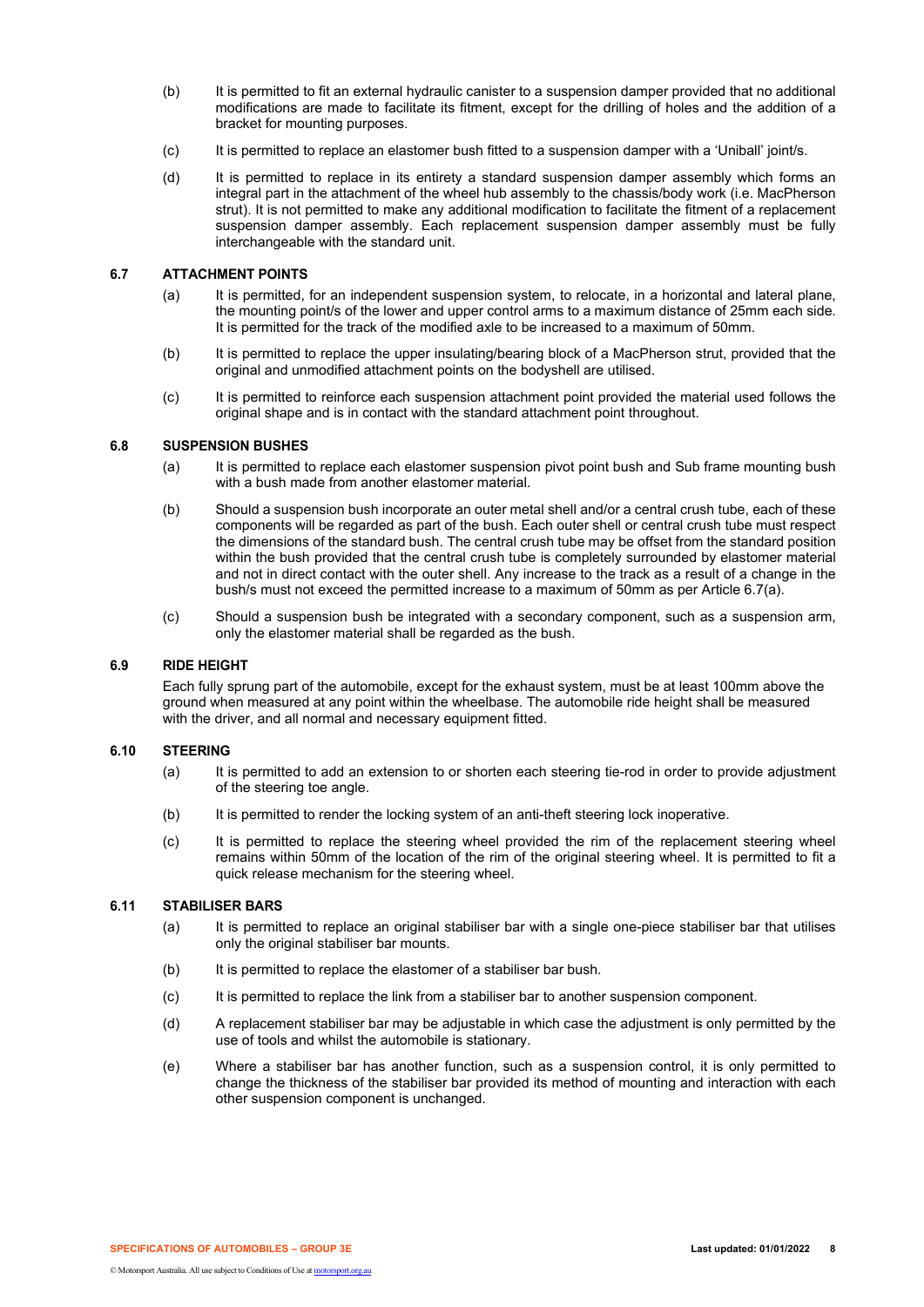(b) It is permitted to fit an external hydraulic canister to a suspension damper provided that no additional modifications are made to facilitate its fitment, except for the drilling of holes and the addition of a bracket for mounting purposes.

(c) It is permitted to replace an elastomer bush fitted to a suspension damper with a 'Uniball' joint/s.

(d) It is permitted to replace in its entirety a standard suspension damper assembly which forms an integral part in the attachment of the wheel hub assembly to the chassis/body work (i.e. MacPherson strut). It is not permitted to make any additional modification to facilitate the fitment of a replacement suspension damper assembly. Each replacement suspension damper assembly must be fully interchangeable with the standard unit.

### 6.7 ATTACHMENT POINTS

(a) It is permitted, for an independent suspension system, to relocate, in a horizontal and lateral plane, the mounting point/s of the lower and upper control arms to a maximum distance of 25mm each side. It is permitted for the track of the modified axle to be increased to a maximum of 50mm.

(b) It is permitted to replace the upper insulating/bearing block of a MacPherson strut, provided that the original and unmodified attachment points on the bodyshell are utilised.

(c) It is permitted to reinforce each suspension attachment point provided the material used follows the original shape and is in contact with the standard attachment point throughout.

### 6.8 SUSPENSION BUSHES

(a) It is permitted to replace each elastomer suspension pivot point bush and Sub frame mounting bush with a bush made from another elastomer material.

(b) Should a suspension bush incorporate an outer metal shell and/or a central crush tube, each of these components will be regarded as part of the bush. Each outer shell or central crush tube must respect the dimensions of the standard bush. The central crush tube may be offset from the standard position within the bush provided that the central crush tube is completely surrounded by elastomer material and not in direct contact with the outer shell. Any increase to the track as a result of a change in the bush/s must not exceed the permitted increase to a maximum of 50mm as per Article 6.7(a).

(c) Should a suspension bush be integrated with a secondary component, such as a suspension arm, only the elastomer material shall be regarded as the bush.

### 6.9 RIDE HEIGHT

Each fully sprung part of the automobile, except for the exhaust system, must be at least 100mm above the ground when measured at any point within the wheelbase. The automobile ride height shall be measured with the driver, and all normal and necessary equipment fitted.

### 6.10 STEERING

(a) It is permitted to add an extension to or shorten each steering tie-rod in order to provide adjustment of the steering toe angle.

(b) It is permitted to render the locking system of an anti-theft steering lock inoperative.

(c) It is permitted to replace the steering wheel provided the rim of the replacement steering wheel remains within 50mm of the location of the rim of the original steering wheel. It is permitted to fit a quick release mechanism for the steering wheel.

### 6.11 STABILISER BARS

(a) It is permitted to replace an original stabiliser bar with a single one-piece stabiliser bar that utilises only the original stabiliser bar mounts.

(b) It is permitted to replace the elastomer of a stabiliser bar bush.

(c) It is permitted to replace the link from a stabiliser bar to another suspension component.

(d) A replacement stabiliser bar may be adjustable in which case the adjustment is only permitted by the use of tools and whilst the automobile is stationary.

(e) Where a stabiliser bar has another function, such as a suspension control, it is only permitted to change the thickness of the stabiliser bar provided its method of mounting and interaction with each other suspension component is unchanged.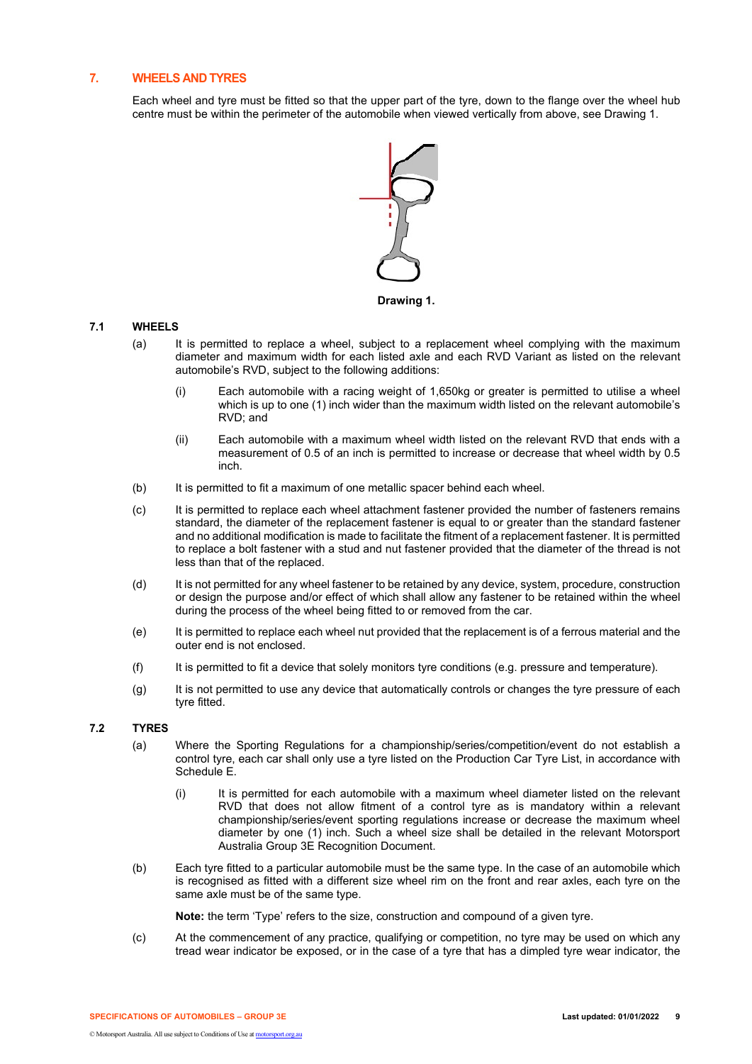## 7. WHEELS AND TYRES

Each wheel and tyre must be fitted so that the upper part of the tyre, down to the flange over the wheel hub centre must be within the perimeter of the automobile when viewed vertically from above, see Drawing 1.

**Drawing 1.**

### 7.1 WHEELS

(a) It is permitted to replace a wheel, subject to a replacement wheel complying with the maximum diameter and maximum width for each listed axle and each RVD Variant as listed on the relevant automobile's RVD, subject to the following additions:

- (i) Each automobile with a racing weight of 1,650kg or greater is permitted to utilise a wheel which is up to one (1) inch wider than the maximum width listed on the relevant automobile's RVD; and
- (ii) Each automobile with a maximum wheel width listed on the relevant RVD that ends with a measurement of 0.5 of an inch is permitted to increase or decrease that wheel width by 0.5 inch.

(b) It is permitted to fit a maximum of one metallic spacer behind each wheel.

(c) It is permitted to replace each wheel attachment fastener provided the number of fasteners remains standard, the diameter of the replacement fastener is equal to or greater than the standard fastener and no additional modification is made to facilitate the fitment of a replacement fastener. It is permitted to replace a bolt fastener with a stud and nut fastener provided that the diameter of the thread is not less than that of the replaced.

(d) It is not permitted for any wheel fastener to be retained by any device, system, procedure, construction or design the purpose and/or effect of which shall allow any fastener to be retained within the wheel during the process of the wheel being fitted to or removed from the car.

(e) It is permitted to replace each wheel nut provided that the replacement is of a ferrous material and the outer end is not enclosed.

(f) It is permitted to fit a device that solely monitors tyre conditions (e.g. pressure and temperature).

(g) It is not permitted to use any device that automatically controls or changes the tyre pressure of each tyre fitted.

### 7.2 TYRES

(a) Where the Sporting Regulations for a championship/series/competition/event do not establish a control tyre, each car shall only use a tyre listed on the Production Car Tyre List, in accordance with Schedule E.

- (i) It is permitted for each automobile with a maximum wheel diameter listed on the relevant RVD that does not allow fitment of a control tyre as is mandatory within a relevant championship/series/event sporting regulations increase or decrease the maximum wheel diameter by one (1) inch. Such a wheel size shall be detailed in the relevant Motorsport Australia Group 3E Recognition Document.

(b) Each tyre fitted to a particular automobile must be the same type. In the case of an automobile which is recognised as fitted with a different size wheel rim on the front and rear axles, each tyre on the same axle must be of the same type.

**Note:** the term 'Type' refers to the size, construction and compound of a given tyre.

(c) At the commencement of any practice, qualifying or competition, no tyre may be used on which any tread wear indicator be exposed, or in the case of a tyre that has a dimpled tyre wear indicator, the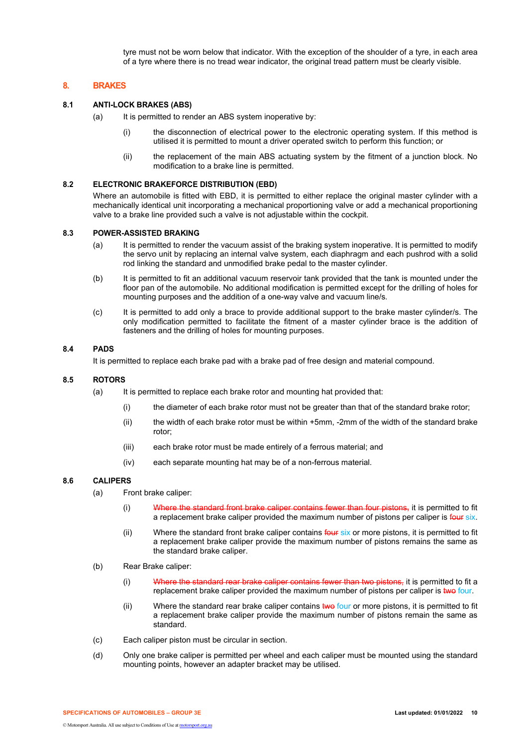tyre must not be worn below that indicator. With the exception of the shoulder of a tyre, in each area of a tyre where there is no tread wear indicator, the original tread pattern must be clearly visible.

## 8. BRAKES

### 8.1 ANTI-LOCK BRAKES (ABS)

(a) It is permitted to render an ABS system inoperative by:

(i) the disconnection of electrical power to the electronic operating system. If this method is utilised it is permitted to mount a driver operated switch to perform this function; or

(ii) the replacement of the main ABS actuating system by the fitment of a junction block. No modification to a brake line is permitted.

### 8.2 ELECTRONIC BRAKEFORCE DISTRIBUTION (EBD)

Where an automobile is fitted with EBD, it is permitted to either replace the original master cylinder with a mechanically identical unit incorporating a mechanical proportioning valve or add a mechanical proportioning valve to a brake line provided such a valve is not adjustable within the cockpit.

### 8.3 POWER-ASSISTED BRAKING

(a) It is permitted to render the vacuum assist of the braking system inoperative. It is permitted to modify the servo unit by replacing an internal valve system, each diaphragm and each pushrod with a solid rod linking the standard and unmodified brake pedal to the master cylinder.

(b) It is permitted to fit an additional vacuum reservoir tank provided that the tank is mounted under the floor pan of the automobile. No additional modification is permitted except for the drilling of holes for mounting purposes and the addition of a one-way valve and vacuum line/s.

(c) It is permitted to add only a brace to provide additional support to the brake master cylinder/s. The only modification permitted to facilitate the fitment of a master cylinder brace is the addition of fasteners and the drilling of holes for mounting purposes.

### 8.4 PADS

It is permitted to replace each brake pad with a brake pad of free design and material compound.

### 8.5 ROTORS

(a) It is permitted to replace each brake rotor and mounting hat provided that:

(i) the diameter of each brake rotor must not be greater than that of the standard brake rotor;

(ii) the width of each brake rotor must be within +5mm, -2mm of the width of the standard brake rotor;

(iii) each brake rotor must be made entirely of a ferrous material; and

(iv) each separate mounting hat may be of a non-ferrous material.

### 8.6 CALIPERS

(a) Front brake caliper:

(i) ~~Where the standard front brake caliper contains fewer than four pistons,~~ it is permitted to fit a replacement brake caliper provided the maximum number of pistons per caliper is ~~four~~ six.

(ii) Where the standard front brake caliper contains ~~four~~ six or more pistons, it is permitted to fit a replacement brake caliper provide the maximum number of pistons remains the same as the standard brake caliper.

(b) Rear Brake caliper:

(i) ~~Where the standard rear brake caliper contains fewer than two pistons,~~ it is permitted to fit a replacement brake caliper provided the maximum number of pistons per caliper is ~~two~~ four.

(ii) Where the standard rear brake caliper contains ~~two~~ four or more pistons, it is permitted to fit a replacement brake caliper provide the maximum number of pistons remain the same as standard.

(c) Each caliper piston must be circular in section.

(d) Only one brake caliper is permitted per wheel and each caliper must be mounted using the standard mounting points, however an adapter bracket may be utilised.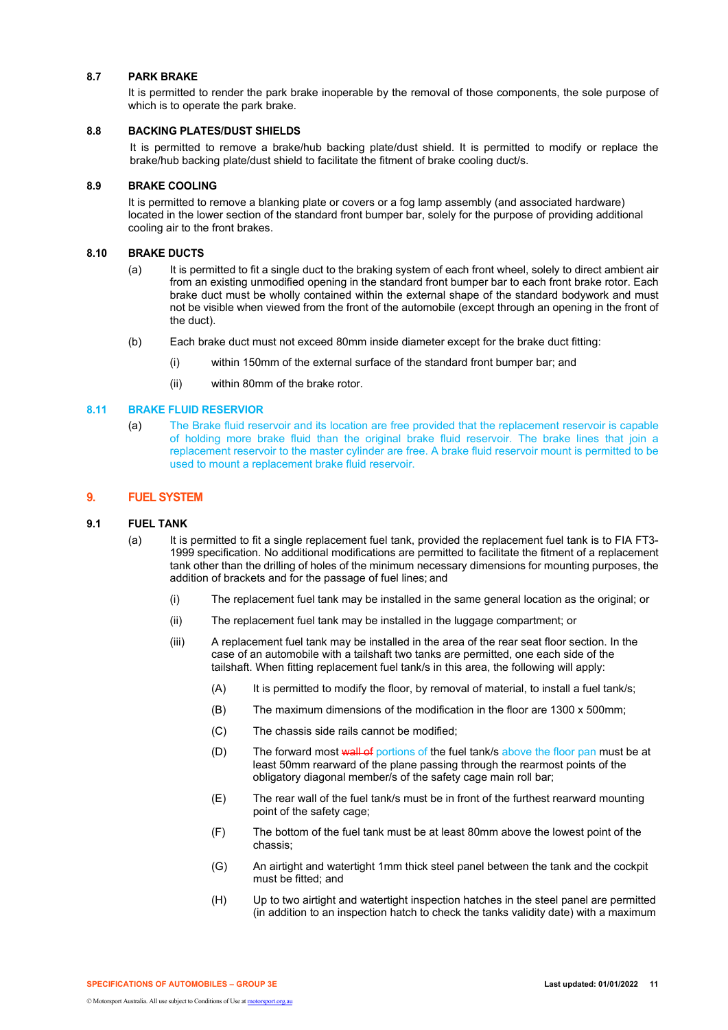### 8.7 PARK BRAKE

It is permitted to render the park brake inoperable by the removal of those components, the sole purpose of which is to operate the park brake.

### 8.8 BACKING PLATES/DUST SHIELDS

It is permitted to remove a brake/hub backing plate/dust shield. It is permitted to modify or replace the brake/hub backing plate/dust shield to facilitate the fitment of brake cooling duct/s.

### 8.9 BRAKE COOLING

It is permitted to remove a blanking plate or covers or a fog lamp assembly (and associated hardware) located in the lower section of the standard front bumper bar, solely for the purpose of providing additional cooling air to the front brakes.

### 8.10 BRAKE DUCTS

(a) It is permitted to fit a single duct to the braking system of each front wheel, solely to direct ambient air from an existing unmodified opening in the standard front bumper bar to each front brake rotor. Each brake duct must be wholly contained within the external shape of the standard bodywork and must not be visible when viewed from the front of the automobile (except through an opening in the front of the duct).

(b) Each brake duct must not exceed 80mm inside diameter except for the brake duct fitting:

(i) within 150mm of the external surface of the standard front bumper bar; and

(ii) within 80mm of the brake rotor.

### 8.11 BRAKE FLUID RESERVIOR

(a) The Brake fluid reservoir and its location are free provided that the replacement reservoir is capable of holding more brake fluid than the original brake fluid reservoir. The brake lines that join a replacement reservoir to the master cylinder are free. A brake fluid reservoir mount is permitted to be used to mount a replacement brake fluid reservoir.

## 9. FUEL SYSTEM

### 9.1 FUEL TANK

(a) It is permitted to fit a single replacement fuel tank, provided the replacement fuel tank is to FIA FT3-1999 specification. No additional modifications are permitted to facilitate the fitment of a replacement tank other than the drilling of holes of the minimum necessary dimensions for mounting purposes, the addition of brackets and for the passage of fuel lines; and

(i) The replacement fuel tank may be installed in the same general location as the original; or

(ii) The replacement fuel tank may be installed in the luggage compartment; or

(iii) A replacement fuel tank may be installed in the area of the rear seat floor section. In the case of an automobile with a tailshaft two tanks are permitted, one each side of the tailshaft. When fitting replacement fuel tank/s in this area, the following will apply:

(A) It is permitted to modify the floor, by removal of material, to install a fuel tank/s;

(B) The maximum dimensions of the modification in the floor are 1300 x 500mm;

(C) The chassis side rails cannot be modified;

(D) The forward most ~~wall of~~ portions of the fuel tank/s above the floor pan must be at least 50mm rearward of the plane passing through the rearmost points of the obligatory diagonal member/s of the safety cage main roll bar;

(E) The rear wall of the fuel tank/s must be in front of the furthest rearward mounting point of the safety cage;

(F) The bottom of the fuel tank must be at least 80mm above the lowest point of the chassis;

(G) An airtight and watertight 1mm thick steel panel between the tank and the cockpit must be fitted; and

(H) Up to two airtight and watertight inspection hatches in the steel panel are permitted (in addition to an inspection hatch to check the tanks validity date) with a maximum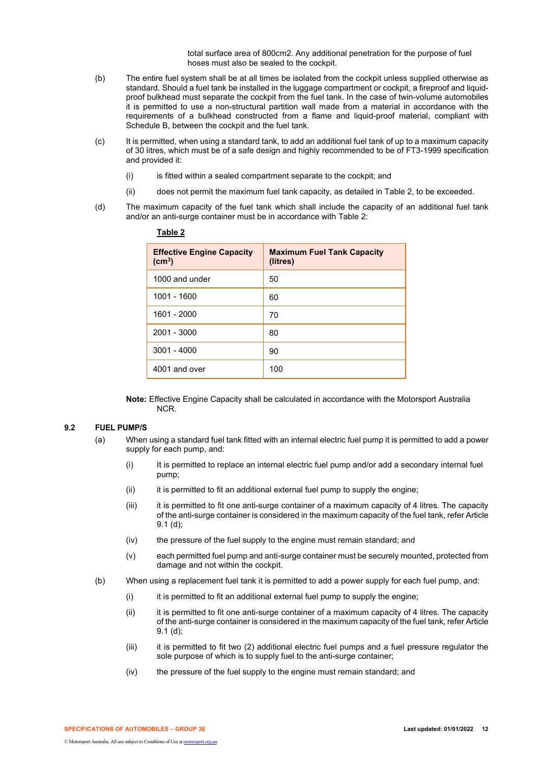total surface area of 800cm2. Any additional penetration for the purpose of fuel hoses must also be sealed to the cockpit.

(b) The entire fuel system shall be at all times be isolated from the cockpit unless supplied otherwise as standard. Should a fuel tank be installed in the luggage compartment or cockpit, a fireproof and liquid-proof bulkhead must separate the cockpit from the fuel tank. In the case of twin-volume automobiles it is permitted to use a non-structural partition wall made from a material in accordance with the requirements of a bulkhead constructed from a flame and liquid-proof material, compliant with Schedule B, between the cockpit and the fuel tank.

(c) It is permitted, when using a standard tank, to add an additional fuel tank of up to a maximum capacity of 30 litres, which must be of a safe design and highly recommended to be of FT3-1999 specification and provided it:

(i) is fitted within a sealed compartment separate to the cockpit; and

(ii) does not permit the maximum fuel tank capacity, as detailed in Table 2, to be exceeded.

(d) The maximum capacity of the fuel tank which shall include the capacity of an additional fuel tank and/or an anti-surge container must be in accordance with Table 2:

**Table 2**

| Effective Engine Capacity ($cm^3$) | Maximum Fuel Tank Capacity (litres) |
|---|---|
| 1000 and under | 50 |
| 1001 - 1600 | 60 |
| 1601 - 2000 | 70 |
| 2001 - 3000 | 80 |
| 3001 - 4000 | 90 |
| 4001 and over | 100 |

**Note:** Effective Engine Capacity shall be calculated in accordance with the Motorsport Australia NCR.

### 9.2 FUEL PUMP/S

(a) When using a standard fuel tank fitted with an internal electric fuel pump it is permitted to add a power supply for each pump, and:

(i) It is permitted to replace an internal electric fuel pump and/or add a secondary internal fuel pump;

(ii) it is permitted to fit an additional external fuel pump to supply the engine;

(iii) it is permitted to fit one anti-surge container of a maximum capacity of 4 litres. The capacity of the anti-surge container is considered in the maximum capacity of the fuel tank, refer Article 9.1 (d);

(iv) the pressure of the fuel supply to the engine must remain standard; and

(v) each permitted fuel pump and anti-surge container must be securely mounted, protected from damage and not within the cockpit.

(b) When using a replacement fuel tank it is permitted to add a power supply for each fuel pump, and:

(i) it is permitted to fit an additional external fuel pump to supply the engine;

(ii) it is permitted to fit one anti-surge container of a maximum capacity of 4 litres. The capacity of the anti-surge container is considered in the maximum capacity of the fuel tank, refer Article 9.1 (d);

(iii) it is permitted to fit two (2) additional electric fuel pumps and a fuel pressure regulator the sole purpose of which is to supply fuel to the anti-surge container;

(iv) the pressure of the fuel supply to the engine must remain standard; and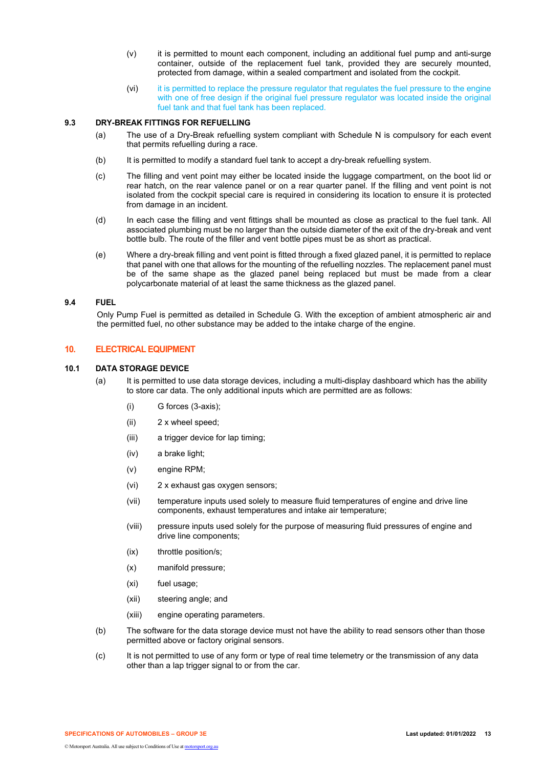(v) it is permitted to mount each component, including an additional fuel pump and anti-surge container, outside of the replacement fuel tank, provided they are securely mounted, protected from damage, within a sealed compartment and isolated from the cockpit.

(vi) it is permitted to replace the pressure regulator that regulates the fuel pressure to the engine with one of free design if the original fuel pressure regulator was located inside the original fuel tank and that fuel tank has been replaced.

### 9.3 DRY-BREAK FITTINGS FOR REFUELLING

(a) The use of a Dry-Break refuelling system compliant with Schedule N is compulsory for each event that permits refuelling during a race.

(b) It is permitted to modify a standard fuel tank to accept a dry-break refuelling system.

(c) The filling and vent point may either be located inside the luggage compartment, on the boot lid or rear hatch, on the rear valence panel or on a rear quarter panel. If the filling and vent point is not isolated from the cockpit special care is required in considering its location to ensure it is protected from damage in an incident.

(d) In each case the filling and vent fittings shall be mounted as close as practical to the fuel tank. All associated plumbing must be no larger than the outside diameter of the exit of the dry-break and vent bottle bulb. The route of the filler and vent bottle pipes must be as short as practical.

(e) Where a dry-break filling and vent point is fitted through a fixed glazed panel, it is permitted to replace that panel with one that allows for the mounting of the refuelling nozzles. The replacement panel must be of the same shape as the glazed panel being replaced but must be made from a clear polycarbonate material of at least the same thickness as the glazed panel.

### 9.4 FUEL

Only Pump Fuel is permitted as detailed in Schedule G. With the exception of ambient atmospheric air and the permitted fuel, no other substance may be added to the intake charge of the engine.

## 10. ELECTRICAL EQUIPMENT

### 10.1 DATA STORAGE DEVICE

(a) It is permitted to use data storage devices, including a multi-display dashboard which has the ability to store car data. The only additional inputs which are permitted are as follows:

(i) G forces (3-axis);

(ii) 2 x wheel speed;

(iii) a trigger device for lap timing;

(iv) a brake light;

(v) engine RPM;

(vi) 2 x exhaust gas oxygen sensors;

(vii) temperature inputs used solely to measure fluid temperatures of engine and drive line components, exhaust temperatures and intake air temperature;

(viii) pressure inputs used solely for the purpose of measuring fluid pressures of engine and drive line components;

(ix) throttle position/s;

(x) manifold pressure;

(xi) fuel usage;

(xii) steering angle; and

(xiii) engine operating parameters.

(b) The software for the data storage device must not have the ability to read sensors other than those permitted above or factory original sensors.

(c) It is not permitted to use of any form or type of real time telemetry or the transmission of any data other than a lap trigger signal to or from the car.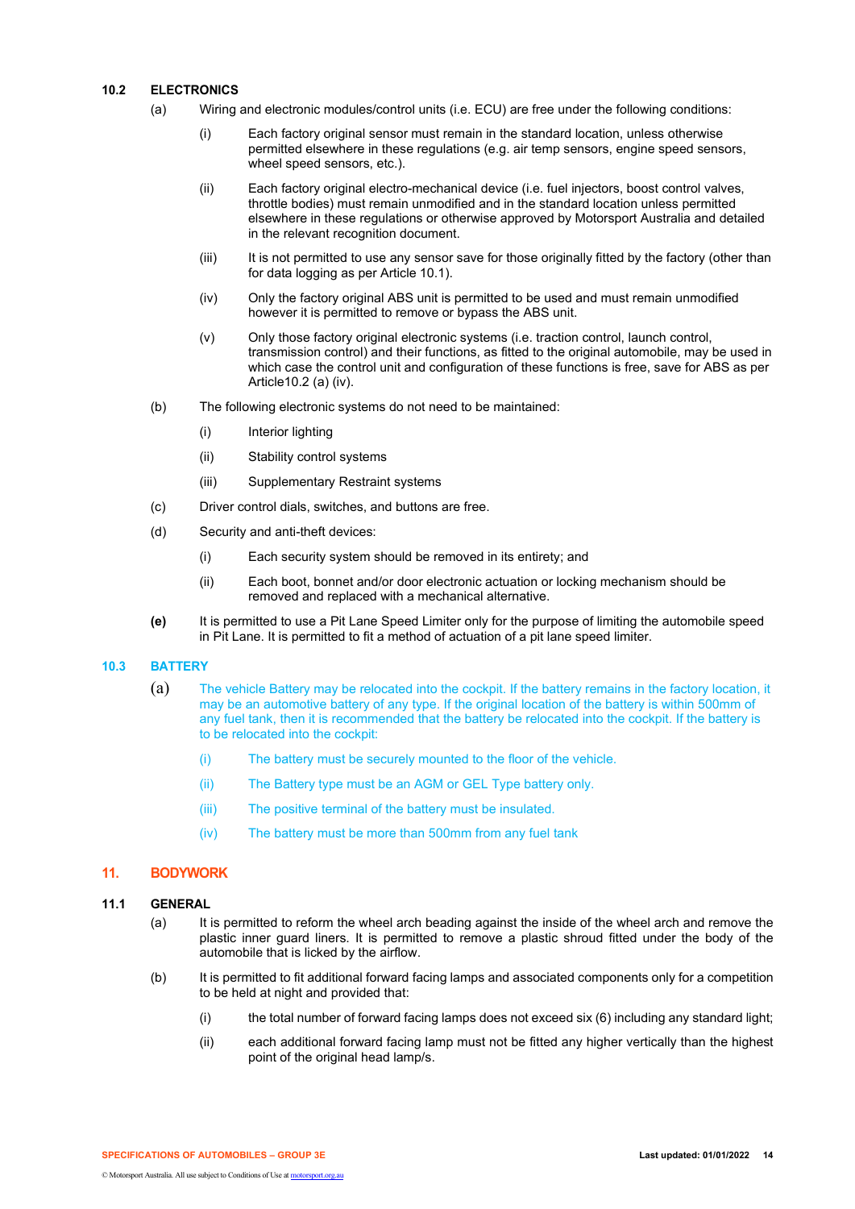### 10.2 ELECTRONICS

(a) Wiring and electronic modules/control units (i.e. ECU) are free under the following conditions:

- (i) Each factory original sensor must remain in the standard location, unless otherwise permitted elsewhere in these regulations (e.g. air temp sensors, engine speed sensors, wheel speed sensors, etc.).
- (ii) Each factory original electro-mechanical device (i.e. fuel injectors, boost control valves, throttle bodies) must remain unmodified and in the standard location unless permitted elsewhere in these regulations or otherwise approved by Motorsport Australia and detailed in the relevant recognition document.
- (iii) It is not permitted to use any sensor save for those originally fitted by the factory (other than for data logging as per Article 10.1).
- (iv) Only the factory original ABS unit is permitted to be used and must remain unmodified however it is permitted to remove or bypass the ABS unit.
- (v) Only those factory original electronic systems (i.e. traction control, launch control, transmission control) and their functions, as fitted to the original automobile, may be used in which case the control unit and configuration of these functions is free, save for ABS as per Article10.2 (a) (iv).

(b) The following electronic systems do not need to be maintained:

- (i) Interior lighting
- (ii) Stability control systems
- (iii) Supplementary Restraint systems

(c) Driver control dials, switches, and buttons are free.

(d) Security and anti-theft devices:

- (i) Each security system should be removed in its entirety; and
- (ii) Each boot, bonnet and/or door electronic actuation or locking mechanism should be removed and replaced with a mechanical alternative.

**(e)** It is permitted to use a Pit Lane Speed Limiter only for the purpose of limiting the automobile speed in Pit Lane. It is permitted to fit a method of actuation of a pit lane speed limiter.

### 10.3 BATTERY

(a) The vehicle Battery may be relocated into the cockpit. If the battery remains in the factory location, it may be an automotive battery of any type. If the original location of the battery is within 500mm of any fuel tank, then it is recommended that the battery be relocated into the cockpit. If the battery is to be relocated into the cockpit:

- (i) The battery must be securely mounted to the floor of the vehicle.
- (ii) The Battery type must be an AGM or GEL Type battery only.
- (iii) The positive terminal of the battery must be insulated.
- (iv) The battery must be more than 500mm from any fuel tank

## 11. BODYWORK

### 11.1 GENERAL

(a) It is permitted to reform the wheel arch beading against the inside of the wheel arch and remove the plastic inner guard liners. It is permitted to remove a plastic shroud fitted under the body of the automobile that is licked by the airflow.

(b) It is permitted to fit additional forward facing lamps and associated components only for a competition to be held at night and provided that:

- (i) the total number of forward facing lamps does not exceed six (6) including any standard light;
- (ii) each additional forward facing lamp must not be fitted any higher vertically than the highest point of the original head lamp/s.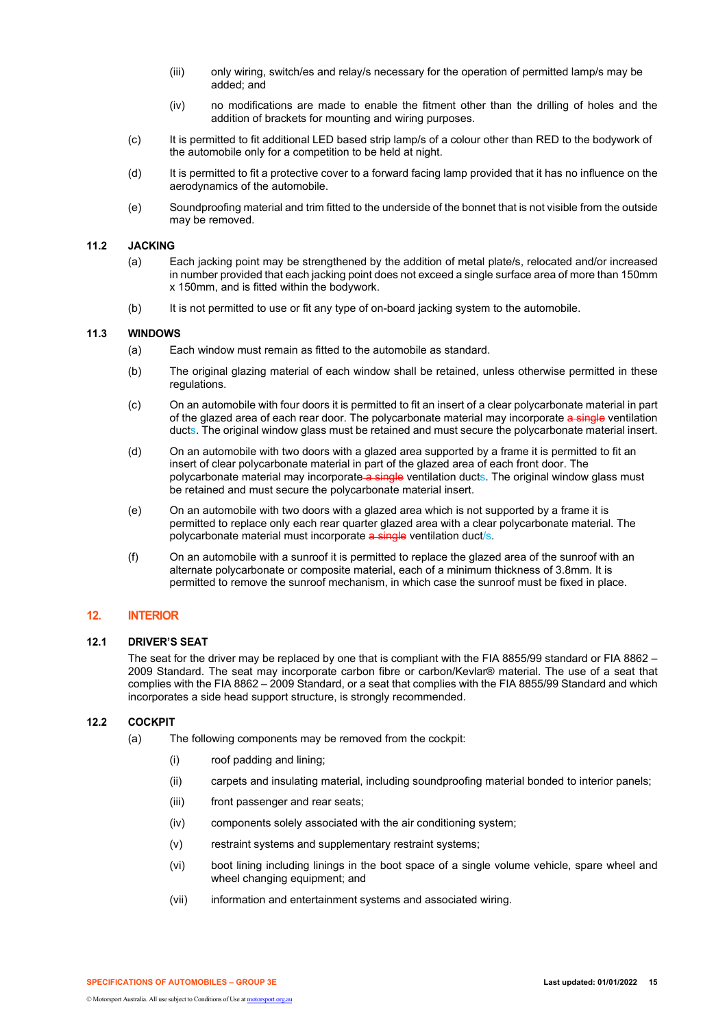(iii) only wiring, switch/es and relay/s necessary for the operation of permitted lamp/s may be added; and

(iv) no modifications are made to enable the fitment other than the drilling of holes and the addition of brackets for mounting and wiring purposes.

(c) It is permitted to fit additional LED based strip lamp/s of a colour other than RED to the bodywork of the automobile only for a competition to be held at night.

(d) It is permitted to fit a protective cover to a forward facing lamp provided that it has no influence on the aerodynamics of the automobile.

(e) Soundproofing material and trim fitted to the underside of the bonnet that is not visible from the outside may be removed.

### 11.2 JACKING

(a) Each jacking point may be strengthened by the addition of metal plate/s, relocated and/or increased in number provided that each jacking point does not exceed a single surface area of more than 150mm x 150mm, and is fitted within the bodywork.

(b) It is not permitted to use or fit any type of on-board jacking system to the automobile.

### 11.3 WINDOWS

(a) Each window must remain as fitted to the automobile as standard.

(b) The original glazing material of each window shall be retained, unless otherwise permitted in these regulations.

(c) On an automobile with four doors it is permitted to fit an insert of a clear polycarbonate material in part of the glazed area of each rear door. The polycarbonate material may incorporate ~~a single~~ ventilation ducts. The original window glass must be retained and must secure the polycarbonate material insert.

(d) On an automobile with two doors with a glazed area supported by a frame it is permitted to fit an insert of clear polycarbonate material in part of the glazed area of each front door. The polycarbonate material may incorporate ~~a single~~ ventilation ducts. The original window glass must be retained and must secure the polycarbonate material insert.

(e) On an automobile with two doors with a glazed area which is not supported by a frame it is permitted to replace only each rear quarter glazed area with a clear polycarbonate material. The polycarbonate material must incorporate ~~a single~~ ventilation duct/s.

(f) On an automobile with a sunroof it is permitted to replace the glazed area of the sunroof with an alternate polycarbonate or composite material, each of a minimum thickness of 3.8mm. It is permitted to remove the sunroof mechanism, in which case the sunroof must be fixed in place.

## 12. INTERIOR

### 12.1 DRIVER'S SEAT

The seat for the driver may be replaced by one that is compliant with the FIA 8855/99 standard or FIA 8862 – 2009 Standard. The seat may incorporate carbon fibre or carbon/Kevlar® material. The use of a seat that complies with the FIA 8862 – 2009 Standard, or a seat that complies with the FIA 8855/99 Standard and which incorporates a side head support structure, is strongly recommended.

### 12.2 COCKPIT

(a) The following components may be removed from the cockpit:

(i) roof padding and lining;

(ii) carpets and insulating material, including soundproofing material bonded to interior panels;

(iii) front passenger and rear seats;

(iv) components solely associated with the air conditioning system;

(v) restraint systems and supplementary restraint systems;

(vi) boot lining including linings in the boot space of a single volume vehicle, spare wheel and wheel changing equipment; and

(vii) information and entertainment systems and associated wiring.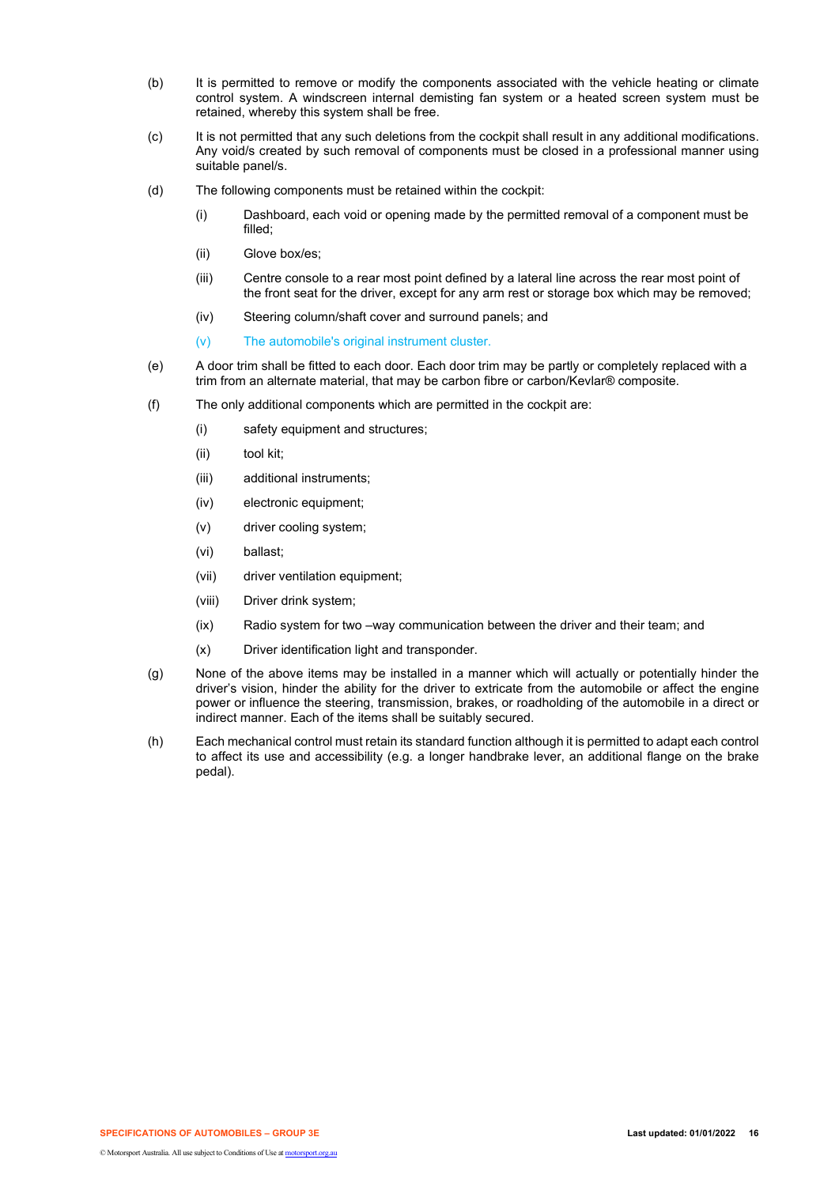(b) It is permitted to remove or modify the components associated with the vehicle heating or climate control system. A windscreen internal demisting fan system or a heated screen system must be retained, whereby this system shall be free.

(c) It is not permitted that any such deletions from the cockpit shall result in any additional modifications. Any void/s created by such removal of components must be closed in a professional manner using suitable panel/s.

(d) The following components must be retained within the cockpit:

- (i) Dashboard, each void or opening made by the permitted removal of a component must be filled;
- (ii) Glove box/es;
- (iii) Centre console to a rear most point defined by a lateral line across the rear most point of the front seat for the driver, except for any arm rest or storage box which may be removed;
- (iv) Steering column/shaft cover and surround panels; and
- (v) The automobile's original instrument cluster.

(e) A door trim shall be fitted to each door. Each door trim may be partly or completely replaced with a trim from an alternate material, that may be carbon fibre or carbon/Kevlar® composite.

(f) The only additional components which are permitted in the cockpit are:

- (i) safety equipment and structures;
- (ii) tool kit;
- (iii) additional instruments;
- (iv) electronic equipment;
- (v) driver cooling system;
- (vi) ballast;
- (vii) driver ventilation equipment;
- (viii) Driver drink system;
- (ix) Radio system for two –way communication between the driver and their team; and
- (x) Driver identification light and transponder.

(g) None of the above items may be installed in a manner which will actually or potentially hinder the driver's vision, hinder the ability for the driver to extricate from the automobile or affect the engine power or influence the steering, transmission, brakes, or roadholding of the automobile in a direct or indirect manner. Each of the items shall be suitably secured.

(h) Each mechanical control must retain its standard function although it is permitted to adapt each control to affect its use and accessibility (e.g. a longer handbrake lever, an additional flange on the brake pedal).